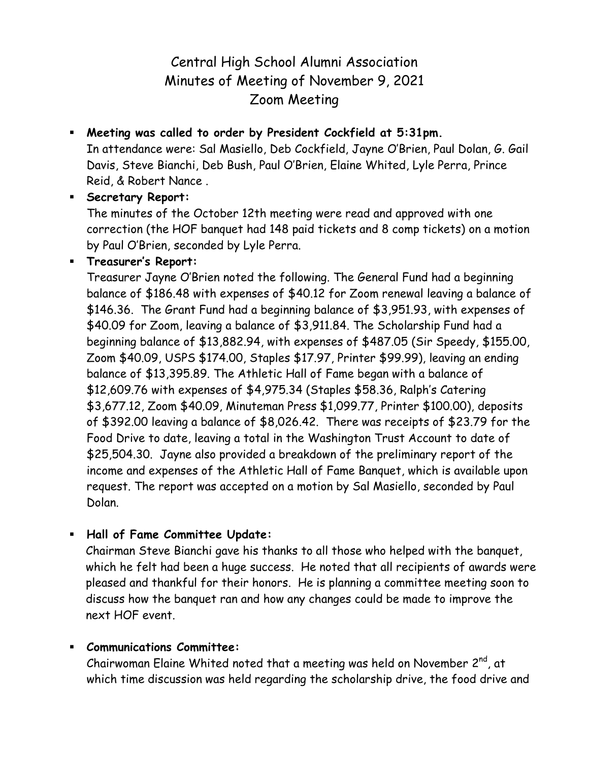# Central High School Alumni Association
## Minutes of Meeting of November 9, 2021
## Zoom Meeting

- **Meeting was called to order by President Cockfield at 5:31pm.**
  In attendance were: Sal Masiello, Deb Cockfield, Jayne O'Brien, Paul Dolan, G. Gail Davis, Steve Bianchi, Deb Bush, Paul O'Brien, Elaine Whited, Lyle Perra, Prince Reid, & Robert Nance .

- **Secretary Report:**
  The minutes of the October 12th meeting were read and approved with one correction (the HOF banquet had 148 paid tickets and 8 comp tickets) on a motion by Paul O'Brien, seconded by Lyle Perra.

- **Treasurer's Report:**
  Treasurer Jayne O'Brien noted the following. The General Fund had a beginning balance of $186.48 with expenses of $40.12 for Zoom renewal leaving a balance of $146.36. The Grant Fund had a beginning balance of $3,951.93, with expenses of $40.09 for Zoom, leaving a balance of $3,911.84. The Scholarship Fund had a beginning balance of $13,882.94, with expenses of $487.05 (Sir Speedy, $155.00, Zoom $40.09, USPS $174.00, Staples $17.97, Printer $99.99), leaving an ending balance of $13,395.89. The Athletic Hall of Fame began with a balance of $12,609.76 with expenses of $4,975.34 (Staples $58.36, Ralph's Catering $3,677.12, Zoom $40.09, Minuteman Press $1,099.77, Printer $100.00), deposits of $392.00 leaving a balance of $8,026.42. There was receipts of $23.79 for the Food Drive to date, leaving a total in the Washington Trust Account to date of $25,504.30. Jayne also provided a breakdown of the preliminary report of the income and expenses of the Athletic Hall of Fame Banquet, which is available upon request. The report was accepted on a motion by Sal Masiello, seconded by Paul Dolan.

- **Hall of Fame Committee Update:**
  Chairman Steve Bianchi gave his thanks to all those who helped with the banquet, which he felt had been a huge success. He noted that all recipients of awards were pleased and thankful for their honors. He is planning a committee meeting soon to discuss how the banquet ran and how any changes could be made to improve the next HOF event.

- **Communications Committee:**
  Chairwoman Elaine Whited noted that a meeting was held on November 2nd, at which time discussion was held regarding the scholarship drive, the food drive and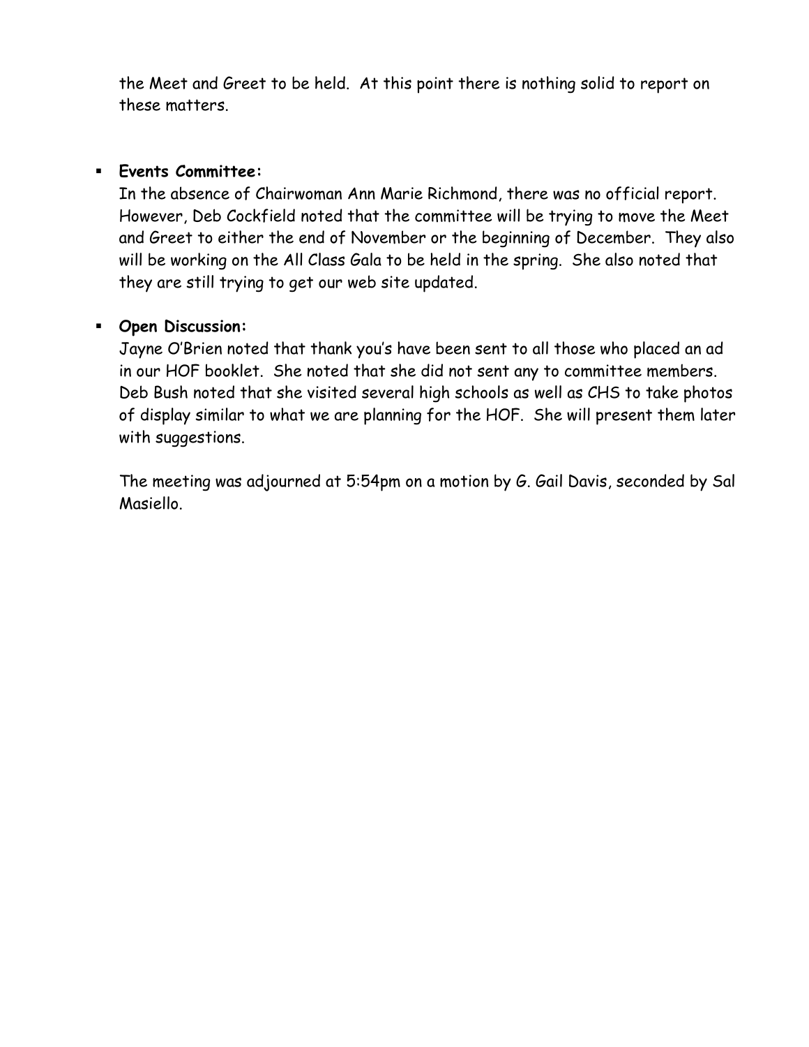the Meet and Greet to be held. At this point there is nothing solid to report on these matters.

- **Events Committee:**
  In the absence of Chairwoman Ann Marie Richmond, there was no official report. However, Deb Cockfield noted that the committee will be trying to move the Meet and Greet to either the end of November or the beginning of December. They also will be working on the All Class Gala to be held in the spring. She also noted that they are still trying to get our web site updated.

- **Open Discussion:**
  Jayne O'Brien noted that thank you's have been sent to all those who placed an ad in our HOF booklet. She noted that she did not sent any to committee members. Deb Bush noted that she visited several high schools as well as CHS to take photos of display similar to what we are planning for the HOF. She will present them later with suggestions.

  The meeting was adjourned at 5:54pm on a motion by G. Gail Davis, seconded by Sal Masiello.